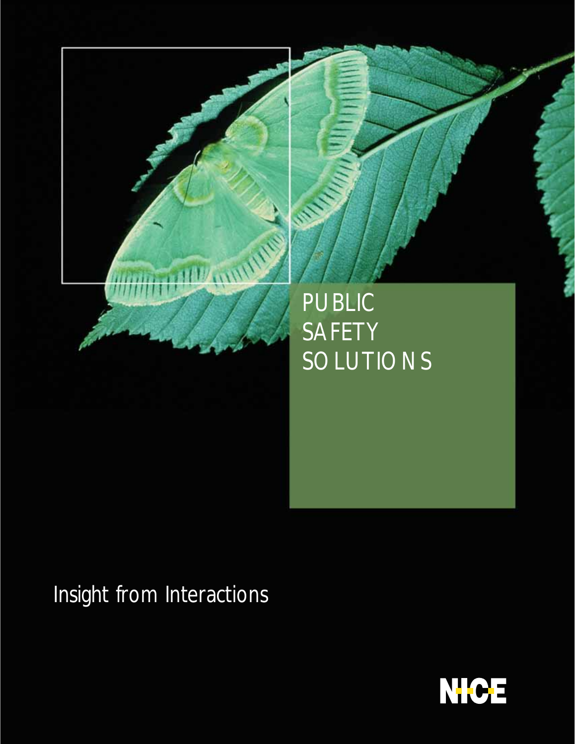# PUBLIC SAFETY SOLUTIONS

Insight from Interactions

NICE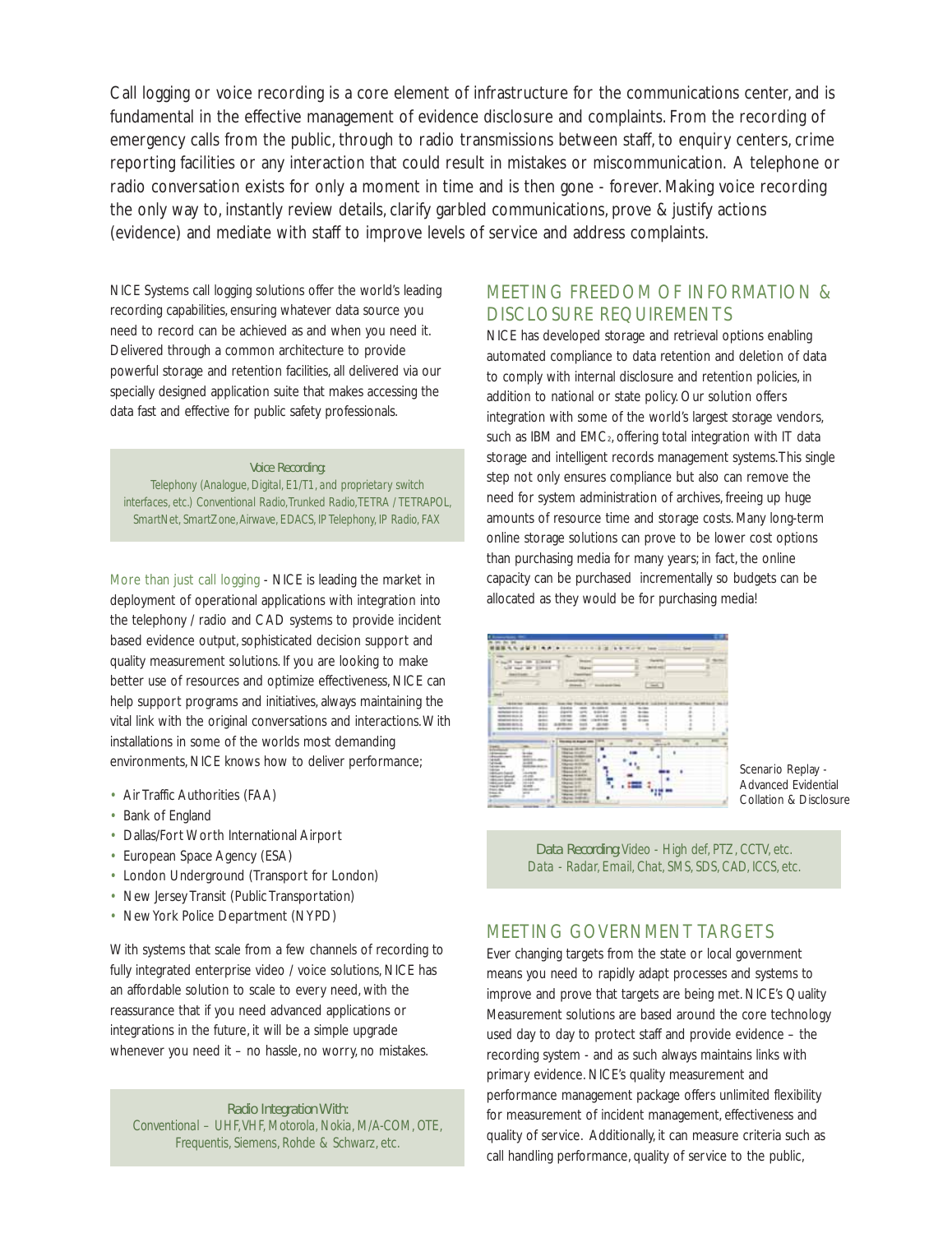Call logging or voice recording is a core element of infrastructure for the communications center, and is fundamental in the effective management of evidence disclosure and complaints. From the recording of emergency calls from the public, through to radio transmissions between staff, to enquiry centers, crime reporting facilities or any interaction that could result in mistakes or miscommunication. A telephone or radio conversation exists for only a moment in time and is then gone - forever. Making voice recording the only way to, instantly review details, clarify garbled communications, prove & justify actions (evidence) and mediate with staff to improve levels of service and address complaints.

NICE Systems call logging solutions offer the world's leading recording capabilities, ensuring whatever data source you need to record can be achieved as and when you need it. Delivered through a common architecture to provide powerful storage and retention facilities, all delivered via our specially designed application suite that makes accessing the data fast and effective for public safety professionals.

*Voice Recording:*
*Telephony (Analogue, Digital, E1/T1, and proprietary switch interfaces, etc.) Conventional Radio, Trunked Radio, TETRA / TETRAPOL, SmartNet, SmartZone, Airwave, EDACS, IP Telephony, IP Radio, FAX*

More than just call logging - NICE is leading the market in deployment of operational applications with integration into the telephony / radio and CAD systems to provide incident based evidence output, sophisticated decision support and quality measurement solutions. If you are looking to make better use of resources and optimize effectiveness, NICE can help support programs and initiatives, always maintaining the vital link with the original conversations and interactions. With installations in some of the worlds most demanding environments, NICE knows how to deliver performance;

- Air Traffic Authorities (FAA)
- Bank of England
- Dallas/Fort Worth International Airport
- European Space Agency (ESA)
- London Underground (Transport for London)
- New Jersey Transit (Public Transportation)
- New York Police Department (NYPD)

With systems that scale from a few channels of recording to fully integrated enterprise video / voice solutions, NICE has an affordable solution to scale to every need, with the reassurance that if you need advanced applications or integrations in the future, it will be a simple upgrade whenever you need it – no hassle, no worry, no mistakes.

*Radio Integration With:*
*Conventional – UHF, VHF, Motorola, Nokia, M/A-COM, OTE, Frequentis, Siemens, Rohde & Schwarz, etc.*

## MEETING FREEDOM OF INFORMATION & DISCLOSURE REQUIREMENTS

NICE has developed storage and retrieval options enabling automated compliance to data retention and deletion of data to comply with internal disclosure and retention policies, in addition to national or state policy. Our solution offers integration with some of the world's largest storage vendors, such as IBM and EMC2, offering total integration with IT data storage and intelligent records management systems. This single step not only ensures compliance but also can remove the need for system administration of archives, freeing up huge amounts of resource time and storage costs. Many long-term online storage solutions can prove to be lower cost options than purchasing media for many years; in fact, the online capacity can be purchased incrementally so budgets can be allocated as they would be for purchasing media!

Scenario Replay - Advanced Evidential Collation & Disclosure

*Data Recording:* Video - High def, PTZ, CCTV, etc.
Data - Radar, Email, Chat, SMS, SDS, CAD, ICCS, etc.

## MEETING GOVERNMENT TARGETS

Ever changing targets from the state or local government means you need to rapidly adapt processes and systems to improve and prove that targets are being met. NICE's Quality Measurement solutions are based around the core technology used day to day to protect staff and provide evidence – the recording system - and as such always maintains links with primary evidence. NICE's quality measurement and performance management package offers unlimited flexibility for measurement of incident management, effectiveness and quality of service. Additionally, it can measure criteria such as call handling performance, quality of service to the public,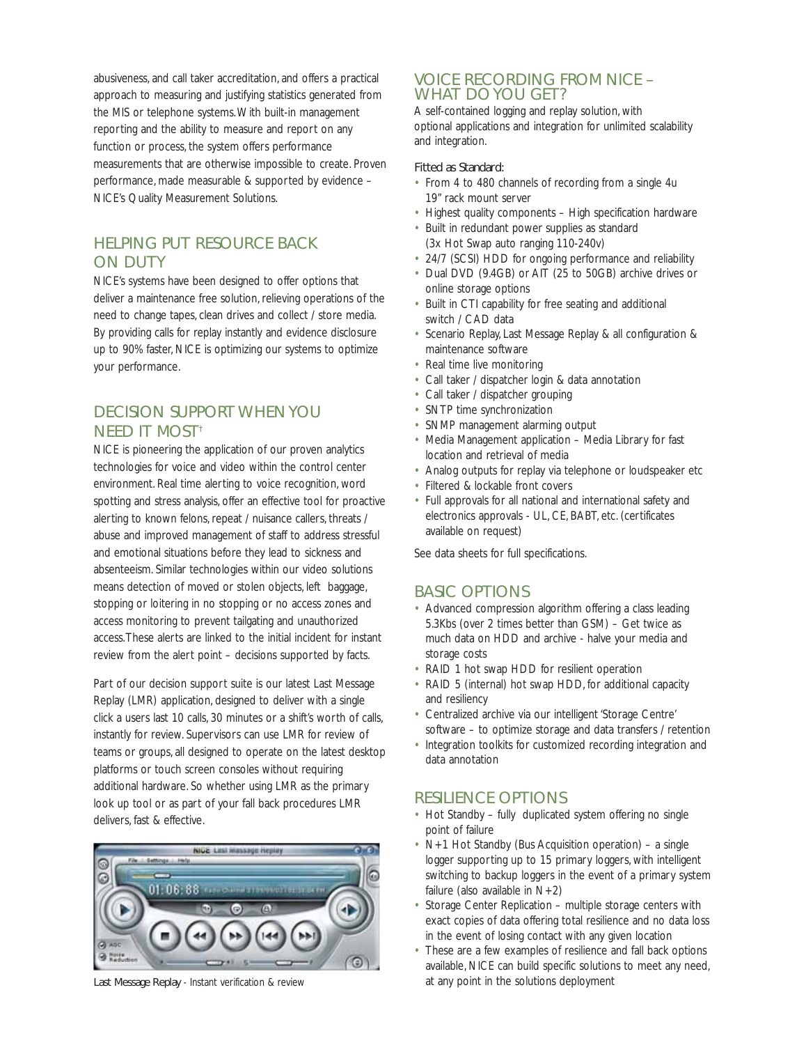abusiveness, and call taker accreditation, and offers a practical approach to measuring and justifying statistics generated from the MIS or telephone systems. With built-in management reporting and the ability to measure and report on any function or process, the system offers performance measurements that are otherwise impossible to create. Proven performance, made measurable & supported by evidence – NICE's Quality Measurement Solutions.

## HELPING PUT RESOURCE BACK ON DUTY

NICE's systems have been designed to offer options that deliver a maintenance free solution, relieving operations of the need to change tapes, clean drives and collect / store media. By providing calls for replay instantly and evidence disclosure up to 90% faster, NICE is optimizing our systems to optimize your performance.

## DECISION SUPPORT WHEN YOU NEED IT MOST†

NICE is pioneering the application of our proven analytics technologies for voice and video within the control center environment. Real time alerting to voice recognition, word spotting and stress analysis, offer an effective tool for proactive alerting to known felons, repeat / nuisance callers, threats / abuse and improved management of staff to address stressful and emotional situations before they lead to sickness and absenteeism. Similar technologies within our video solutions means detection of moved or stolen objects, left baggage, stopping or loitering in no stopping or no access zones and access monitoring to prevent tailgating and unauthorized access. These alerts are linked to the initial incident for instant review from the alert point – decisions supported by facts.

Part of our decision support suite is our latest Last Message Replay (LMR) application, designed to deliver with a single click a users last 10 calls, 30 minutes or a shift's worth of calls, instantly for review. Supervisors can use LMR for review of teams or groups, all designed to operate on the latest desktop platforms or touch screen consoles without requiring additional hardware. So whether using LMR as the primary look up tool or as part of your fall back procedures LMR delivers, fast & effective.

Last Message Replay - Instant verification & review

## VOICE RECORDING FROM NICE – WHAT DO YOU GET?

A self-contained logging and replay solution, with optional applications and integration for unlimited scalability and integration.

Fitted as Standard:

- From 4 to 480 channels of recording from a single 4u 19" rack mount server
- Highest quality components – High specification hardware
- Built in redundant power supplies as standard (3x Hot Swap auto ranging 110-240v)
- 24/7 (SCSI) HDD for ongoing performance and reliability
- Dual DVD (9.4GB) or AIT (25 to 50GB) archive drives or online storage options
- Built in CTI capability for free seating and additional switch / CAD data
- Scenario Replay, Last Message Replay & all configuration & maintenance software
- Real time live monitoring
- Call taker / dispatcher login & data annotation
- Call taker / dispatcher grouping
- SNTP time synchronization
- SNMP management alarming output
- Media Management application – Media Library for fast location and retrieval of media
- Analog outputs for replay via telephone or loudspeaker etc
- Filtered & lockable front covers
- Full approvals for all national and international safety and electronics approvals - UL, CE, BABT, etc. (certificates available on request)

See data sheets for full specifications.

## BASIC OPTIONS

- Advanced compression algorithm offering a class leading 5.3Kbs (over 2 times better than GSM) – Get twice as much data on HDD and archive - halve your media and storage costs
- RAID 1 hot swap HDD for resilient operation
- RAID 5 (internal) hot swap HDD, for additional capacity and resiliency
- Centralized archive via our intelligent 'Storage Centre' software – to optimize storage and data transfers / retention
- Integration toolkits for customized recording integration and data annotation

## RESILIENCE OPTIONS

- Hot Standby – fully duplicated system offering no single point of failure
- N+1 Hot Standby (Bus Acquisition operation) – a single logger supporting up to 15 primary loggers, with intelligent switching to backup loggers in the event of a primary system failure (also available in N+2)
- Storage Center Replication – multiple storage centers with exact copies of data offering total resilience and no data loss in the event of losing contact with any given location
- These are a few examples of resilience and fall back options available, NICE can build specific solutions to meet any need, at any point in the solutions deployment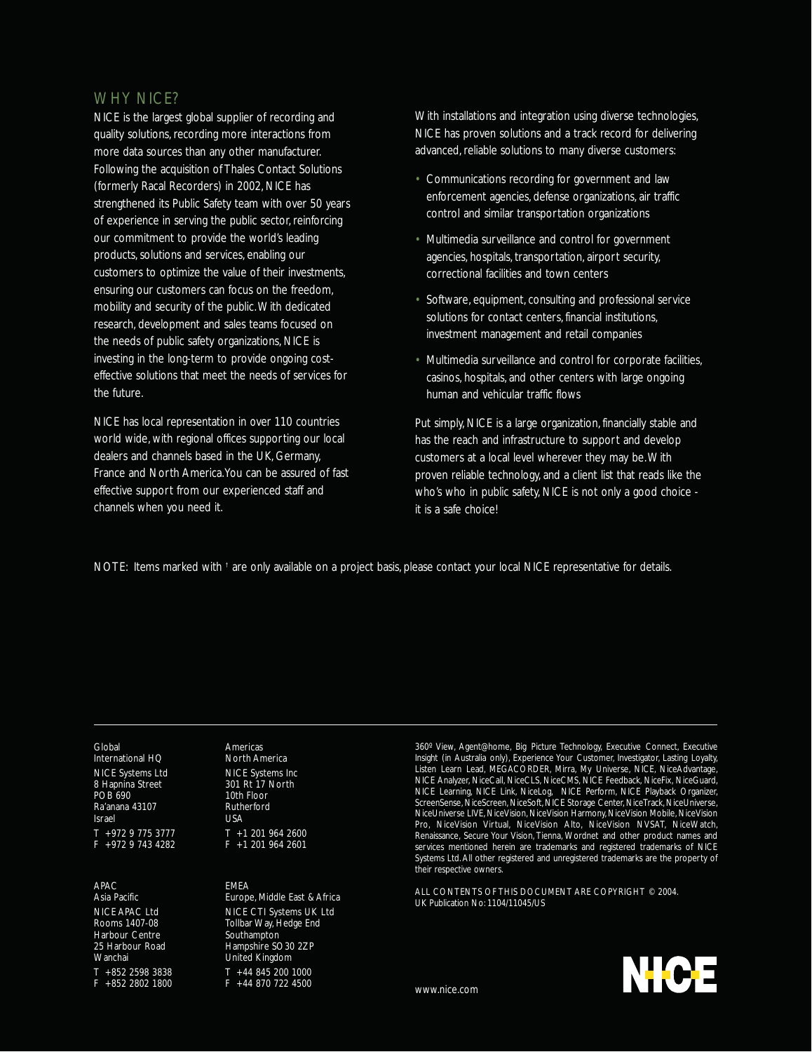## WHY NICE?

NICE is the largest global supplier of recording and quality solutions, recording more interactions from more data sources than any other manufacturer. Following the acquisition of Thales Contact Solutions (formerly Racal Recorders) in 2002, NICE has strengthened its Public Safety team with over 50 years of experience in serving the public sector, reinforcing our commitment to provide the world's leading products, solutions and services, enabling our customers to optimize the value of their investments, ensuring our customers can focus on the freedom, mobility and security of the public. With dedicated research, development and sales teams focused on the needs of public safety organizations, NICE is investing in the long-term to provide ongoing cost-effective solutions that meet the needs of services for the future.

NICE has local representation in over 110 countries world wide, with regional offices supporting our local dealers and channels based in the UK, Germany, France and North America. You can be assured of fast effective support from our experienced staff and channels when you need it.

With installations and integration using diverse technologies, NICE has proven solutions and a track record for delivering advanced, reliable solutions to many diverse customers:

- Communications recording for government and law enforcement agencies, defense organizations, air traffic control and similar transportation organizations
- Multimedia surveillance and control for government agencies, hospitals, transportation, airport security, correctional facilities and town centers
- Software, equipment, consulting and professional service solutions for contact centers, financial institutions, investment management and retail companies
- Multimedia surveillance and control for corporate facilities, casinos, hospitals, and other centers with large ongoing human and vehicular traffic flows

Put simply, NICE is a large organization, financially stable and has the reach and infrastructure to support and develop customers at a local level wherever they may be. With proven reliable technology, and a client list that reads like the who's who in public safety, NICE is not only a good choice - it is a safe choice!

NOTE: Items marked with † are only available on a project basis, please contact your local NICE representative for details.

---

Global
International HQ
NICE Systems Ltd
8 Hapnina Street
POB 690
Ra'anana 43107
Israel
T +972 9 775 3777
F +972 9 743 4282

Americas
North America
NICE Systems Inc
301 Rt 17 North
10th Floor
Rutherford
USA
T +1 201 964 2600
F +1 201 964 2601

APAC
Asia Pacific
NICE APAC Ltd
Rooms 1407-08
Harbour Centre
25 Harbour Road
Wanchai
T +852 2598 3838
F +852 2802 1800

EMEA
Europe, Middle East & Africa
NICE CTI Systems UK Ltd
Tollbar Way, Hedge End
Southampton
Hampshire SO30 2ZP
United Kingdom
T +44 845 200 1000
F +44 870 722 4500

360º View, Agent@home, Big Picture Technology, Executive Connect, Executive Insight (in Australia only), Experience Your Customer, Investigator, Lasting Loyalty, Listen Learn Lead, MEGACORDER, Mirra, My Universe, NICE, NiceAdvantage, NICE Analyzer, NiceCall, NiceCLS, NiceCMS, NICE Feedback, NiceFix, NiceGuard, NICE Learning, NICE Link, NiceLog, NICE Perform, NICE Playback Organizer, ScreenSense, NiceScreen, NiceSoft, NICE Storage Center, NiceTrack, NiceUniverse, NiceUniverse LIVE, NiceVision, NiceVision Harmony, NiceVision Mobile, NiceVision Pro, NiceVision Virtual, NiceVision Alto, NiceVision NVSAT, NiceWatch, Renaissance, Secure Your Vision, Tienna, Wordnet and other product names and services mentioned herein are trademarks and registered trademarks of NICE Systems Ltd. All other registered and unregistered trademarks are the property of their respective owners.

ALL CONTENTS OF THIS DOCUMENT ARE COPYRIGHT © 2004.
UK Publication No: 1104/11045/US

www.nice.com

NICE